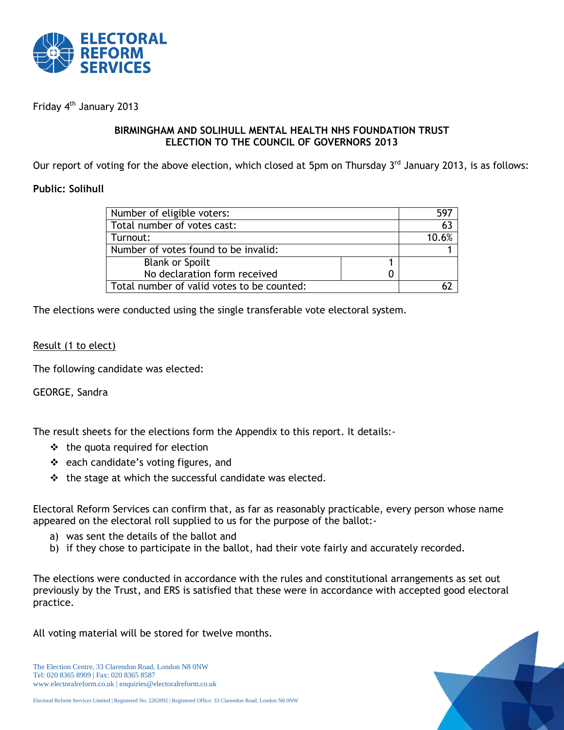Friday 4th January 2013

**BIRMINGHAM AND SOLIHULL MENTAL HEALTH NHS FOUNDATION TRUST**
**ELECTION TO THE COUNCIL OF GOVERNORS 2013**

Our report of voting for the above election, which closed at 5pm on Thursday 3rd January 2013, is as follows:

**Public: Solihull**

| | | |
|---|---|---|
| Number of eligible voters: | | 597 |
| Total number of votes cast: | | 63 |
| Turnout: | | 10.6% |
| Number of votes found to be invalid: | | 1 |
| Blank or Spoilt | 1 | |
| No declaration form received | 0 | |
| Total number of valid votes to be counted: | | 62 |

The elections were conducted using the single transferable vote electoral system.

Result (1 to elect)

The following candidate was elected:

GEORGE, Sandra

The result sheets for the elections form the Appendix to this report. It details:-

- the quota required for election
- each candidate's voting figures, and
- the stage at which the successful candidate was elected.

Electoral Reform Services can confirm that, as far as reasonably practicable, every person whose name appeared on the electoral roll supplied to us for the purpose of the ballot:-

a) was sent the details of the ballot and
b) if they chose to participate in the ballot, had their vote fairly and accurately recorded.

The elections were conducted in accordance with the rules and constitutional arrangements as set out previously by the Trust, and ERS is satisfied that these were in accordance with accepted good electoral practice.

All voting material will be stored for twelve months.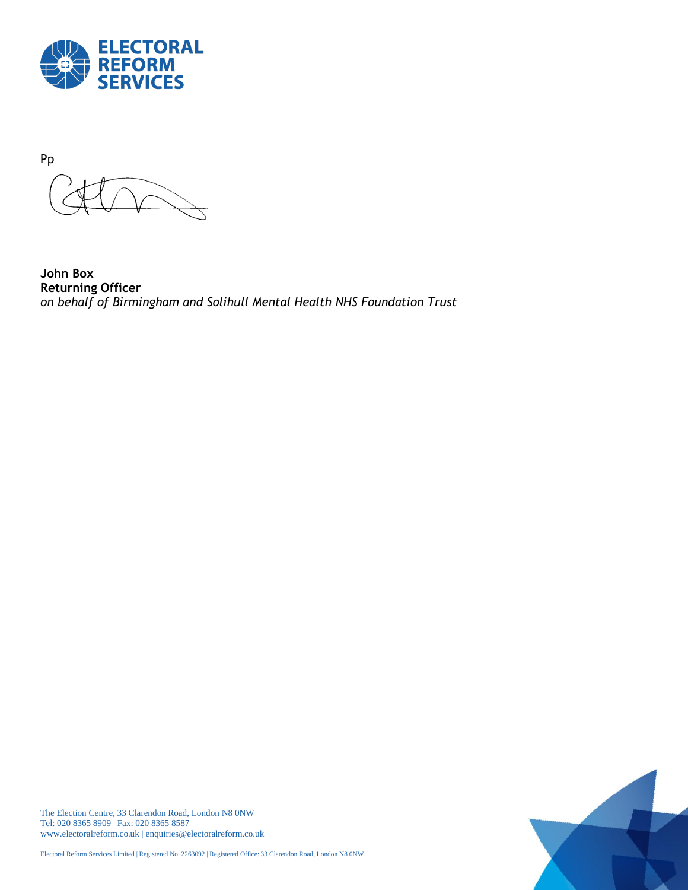Pp

**John Box**
**Returning Officer**
*on behalf of Birmingham and Solihull Mental Health NHS Foundation Trust*